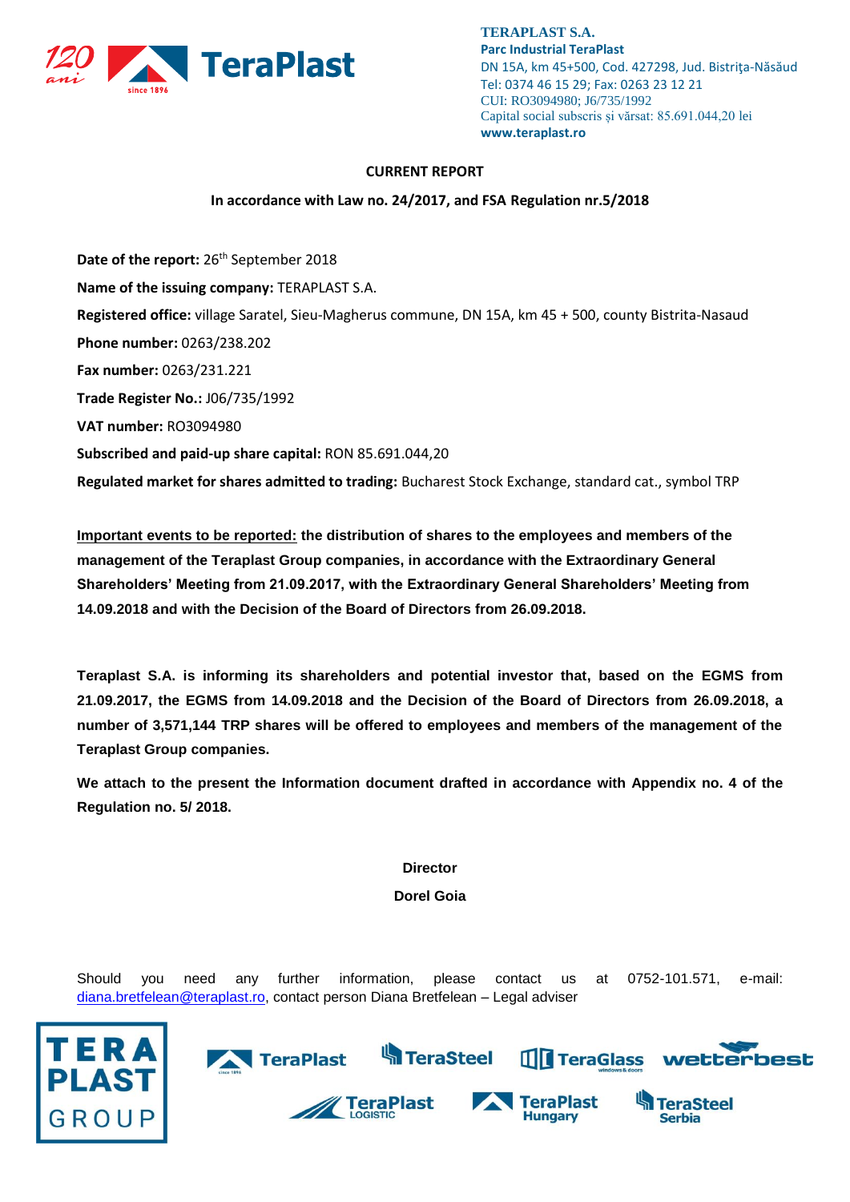**TERAPLAST S.A.**
**Parc Industrial TeraPlast**
DN 15A, km 45+500, Cod. 427298, Jud. Bistriţa-Năsăud
Tel: 0374 46 15 29; Fax: 0263 23 12 21
CUI: RO3094980; J6/735/1992
Capital social subscris și vărsat: 85.691.044,20 lei
**www.teraplast.ro**

**CURRENT REPORT**

**In accordance with Law no. 24/2017, and FSA Regulation nr.5/2018**

**Date of the report:** 26th September 2018

**Name of the issuing company:** TERAPLAST S.A.

**Registered office:** village Saratel, Sieu-Magherus commune, DN 15A, km 45 + 500, county Bistrita-Nasaud

**Phone number:** 0263/238.202

**Fax number:** 0263/231.221

**Trade Register No.:** J06/735/1992

**VAT number:** RO3094980

**Subscribed and paid-up share capital:** RON 85.691.044,20

**Regulated market for shares admitted to trading:** Bucharest Stock Exchange, standard cat., symbol TRP

**Important events to be reported: the distribution of shares to the employees and members of the management of the Teraplast Group companies, in accordance with the Extraordinary General Shareholders' Meeting from 21.09.2017, with the Extraordinary General Shareholders' Meeting from 14.09.2018 and with the Decision of the Board of Directors from 26.09.2018.**

**Teraplast S.A. is informing its shareholders and potential investor that, based on the EGMS from 21.09.2017, the EGMS from 14.09.2018 and the Decision of the Board of Directors from 26.09.2018, a number of 3,571,144 TRP shares will be offered to employees and members of the management of the Teraplast Group companies.**

**We attach to the present the Information document drafted in accordance with Appendix no. 4 of the Regulation no. 5/ 2018.**

**Director**

**Dorel Goia**

Should you need any further information, please contact us at 0752-101.571, e-mail: diana.bretfelean@teraplast.ro, contact person Diana Bretfelean – Legal adviser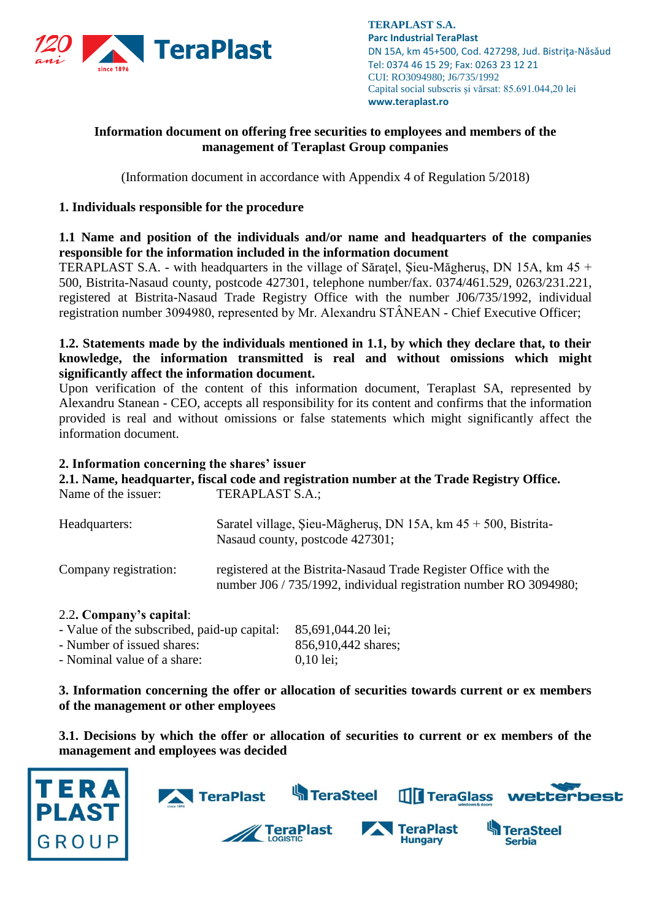## Information document on offering free securities to employees and members of the management of Teraplast Group companies

(Information document in accordance with Appendix 4 of Regulation 5/2018)

### 1. Individuals responsible for the procedure

**1.1 Name and position of the individuals and/or name and headquarters of the companies responsible for the information included in the information document**

TERAPLAST S.A. - with headquarters in the village of Săraţel, Şieu-Măgheruş, DN 15A, km 45 + 500, Bistrita-Nasaud county, postcode 427301, telephone number/fax. 0374/461.529, 0263/231.221, registered at Bistrita-Nasaud Trade Registry Office with the number J06/735/1992, individual registration number 3094980, represented by Mr. Alexandru STÂNEAN - Chief Executive Officer;

**1.2. Statements made by the individuals mentioned in 1.1, by which they declare that, to their knowledge, the information transmitted is real and without omissions which might significantly affect the information document.**

Upon verification of the content of this information document, Teraplast SA, represented by Alexandru Stanean - CEO, accepts all responsibility for its content and confirms that the information provided is real and without omissions or false statements which might significantly affect the information document.

### 2. Information concerning the shares' issuer

**2.1. Name, headquarter, fiscal code and registration number at the Trade Registry Office.**

| | |
|---|---|
| Name of the issuer: | TERAPLAST S.A.; |
| Headquarters: | Saratel village, Şieu-Măgheruş, DN 15A, km 45 + 500, Bistrita-Nasaud county, postcode 427301; |
| Company registration: | registered at the Bistrita-Nasaud Trade Register Office with the number J06 / 735/1992, individual registration number RO 3094980; |

2.2. **Company's capital**:

| | |
|---|---|
| - Value of the subscribed, paid-up capital: | 85,691,044.20 lei; |
| - Number of issued shares: | 856,910,442 shares; |
| - Nominal value of a share: | 0,10 lei; |

### 3. Information concerning the offer or allocation of securities towards current or ex members of the management or other employees

**3.1. Decisions by which the offer or allocation of securities to current or ex members of the management and employees was decided**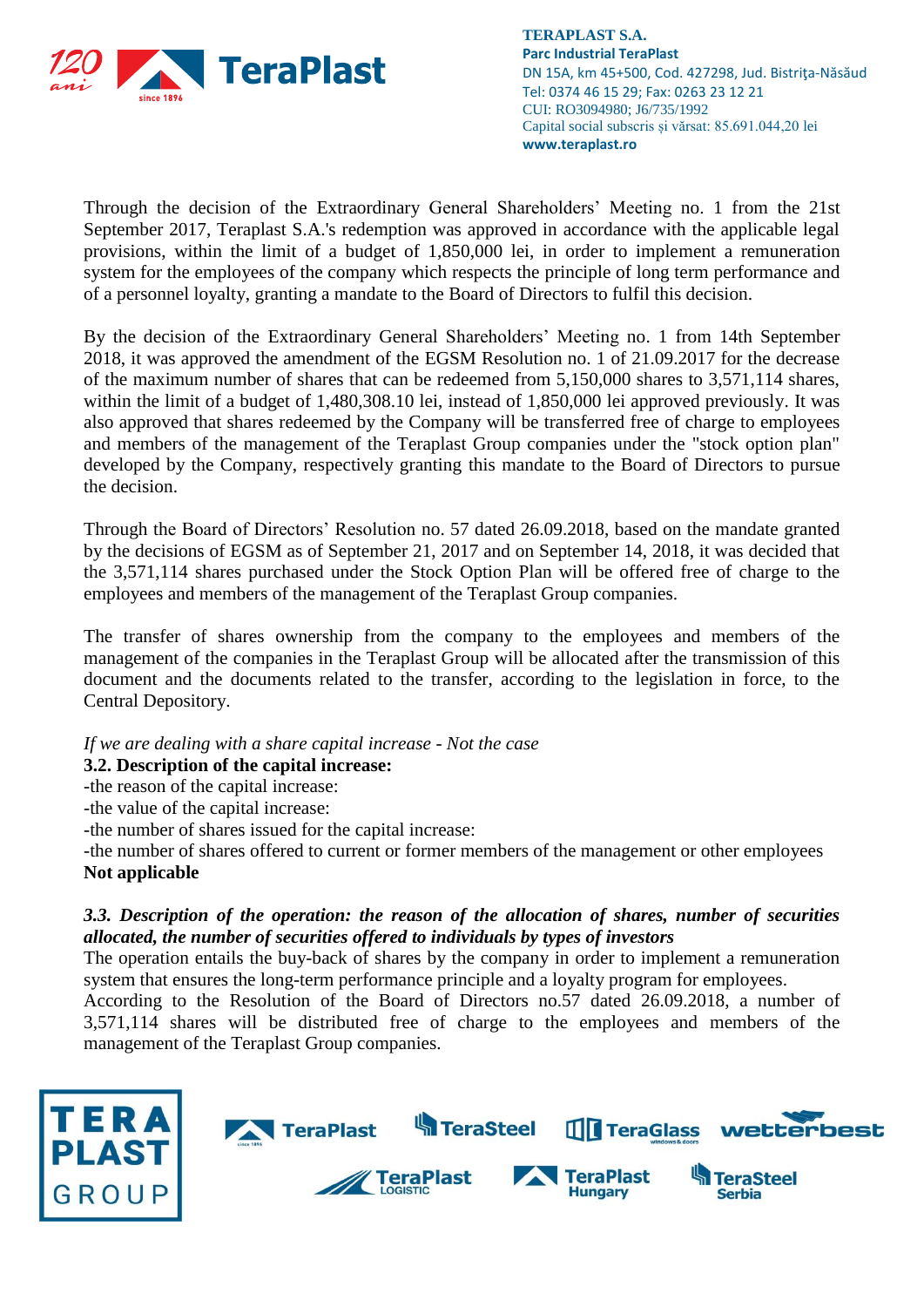Through the decision of the Extraordinary General Shareholders' Meeting no. 1 from the 21st September 2017, Teraplast S.A.'s redemption was approved in accordance with the applicable legal provisions, within the limit of a budget of 1,850,000 lei, in order to implement a remuneration system for the employees of the company which respects the principle of long term performance and of a personnel loyalty, granting a mandate to the Board of Directors to fulfil this decision.

By the decision of the Extraordinary General Shareholders' Meeting no. 1 from 14th September 2018, it was approved the amendment of the EGSM Resolution no. 1 of 21.09.2017 for the decrease of the maximum number of shares that can be redeemed from 5,150,000 shares to 3,571,114 shares, within the limit of a budget of 1,480,308.10 lei, instead of 1,850,000 lei approved previously. It was also approved that shares redeemed by the Company will be transferred free of charge to employees and members of the management of the Teraplast Group companies under the "stock option plan" developed by the Company, respectively granting this mandate to the Board of Directors to pursue the decision.

Through the Board of Directors' Resolution no. 57 dated 26.09.2018, based on the mandate granted by the decisions of EGSM as of September 21, 2017 and on September 14, 2018, it was decided that the 3,571,114 shares purchased under the Stock Option Plan will be offered free of charge to the employees and members of the management of the Teraplast Group companies.

The transfer of shares ownership from the company to the employees and members of the management of the companies in the Teraplast Group will be allocated after the transmission of this document and the documents related to the transfer, according to the legislation in force, to the Central Depository.

*If we are dealing with a share capital increase - Not the case*

**3.2. Description of the capital increase:**

-the reason of the capital increase:
-the value of the capital increase:
-the number of shares issued for the capital increase:
-the number of shares offered to current or former members of the management or other employees

**Not applicable**

***3.3. Description of the operation: the reason of the allocation of shares, number of securities allocated, the number of securities offered to individuals by types of investors***

The operation entails the buy-back of shares by the company in order to implement a remuneration system that ensures the long-term performance principle and a loyalty program for employees.
According to the Resolution of the Board of Directors no.57 dated 26.09.2018, a number of 3,571,114 shares will be distributed free of charge to the employees and members of the management of the Teraplast Group companies.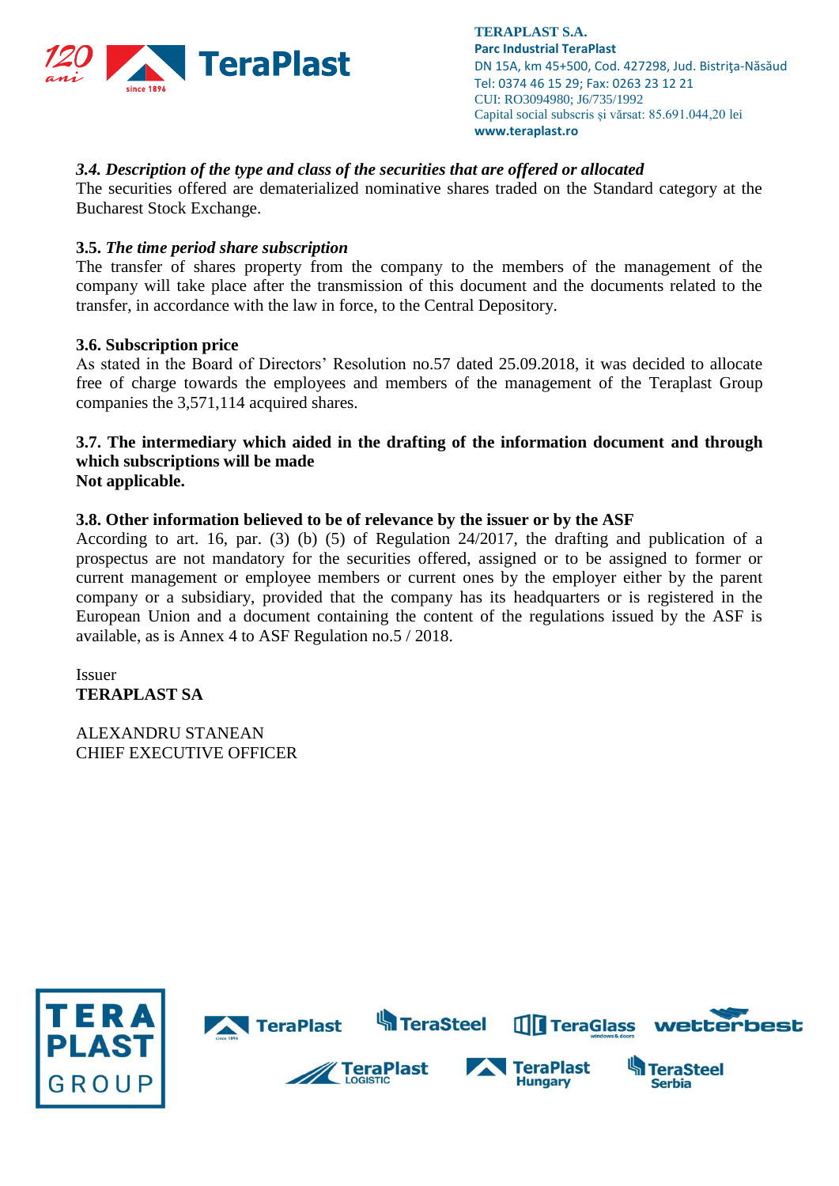### *3.4. Description of the type and class of the securities that are offered or allocated*

The securities offered are dematerialized nominative shares traded on the Standard category at the Bucharest Stock Exchange.

### 3.5. *The time period share subscription*

The transfer of shares property from the company to the members of the management of the company will take place after the transmission of this document and the documents related to the transfer, in accordance with the law in force, to the Central Depository.

### 3.6. Subscription price

As stated in the Board of Directors' Resolution no.57 dated 25.09.2018, it was decided to allocate free of charge towards the employees and members of the management of the Teraplast Group companies the 3,571,114 acquired shares.

### 3.7. The intermediary which aided in the drafting of the information document and through which subscriptions will be made

**Not applicable.**

### 3.8. Other information believed to be of relevance by the issuer or by the ASF

According to art. 16, par. (3) (b) (5) of Regulation 24/2017, the drafting and publication of a prospectus are not mandatory for the securities offered, assigned or to be assigned to former or current management or employee members or current ones by the employer either by the parent company or a subsidiary, provided that the company has its headquarters or is registered in the European Union and a document containing the content of the regulations issued by the ASF is available, as is Annex 4 to ASF Regulation no.5 / 2018.

Issuer
**TERAPLAST SA**

ALEXANDRU STANEAN
CHIEF EXECUTIVE OFFICER